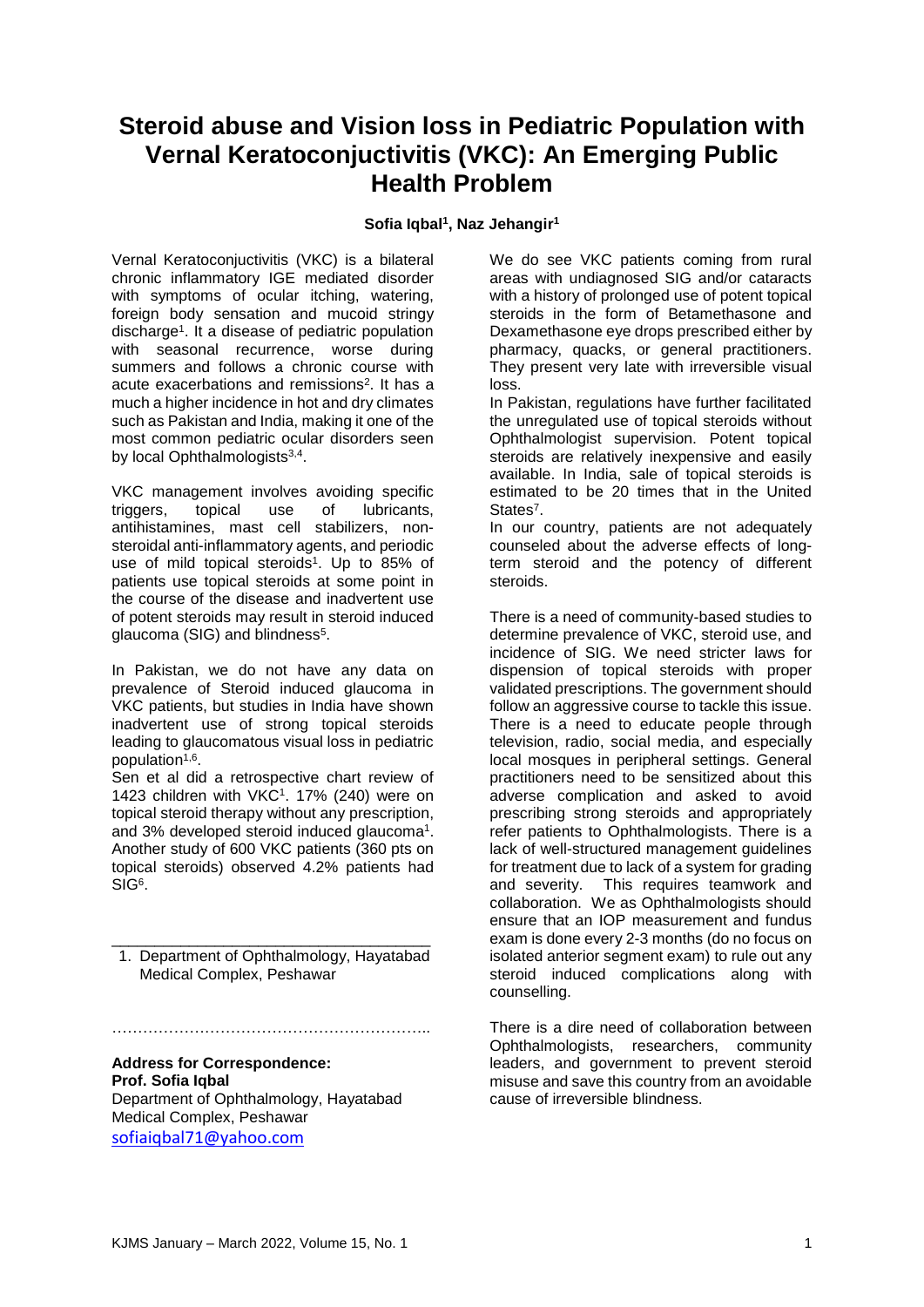# Steroid abuse and Vision loss in Pediatric Population with Vernal Keratoconjuctivitis (VKC): An Emerging Public Health Problem

**Sofia Iqbal[1], Naz Jehangir[1]**

Vernal Keratoconjuctivitis (VKC) is a bilateral chronic inflammatory IGE mediated disorder with symptoms of ocular itching, watering, foreign body sensation and mucoid stringy discharge[1]. It a disease of pediatric population with seasonal recurrence, worse during summers and follows a chronic course with acute exacerbations and remissions[2]. It has a much a higher incidence in hot and dry climates such as Pakistan and India, making it one of the most common pediatric ocular disorders seen by local Ophthalmologists[3,4].

VKC management involves avoiding specific triggers, topical use of lubricants, antihistamines, mast cell stabilizers, non-steroidal anti-inflammatory agents, and periodic use of mild topical steroids[1]. Up to 85% of patients use topical steroids at some point in the course of the disease and inadvertent use of potent steroids may result in steroid induced glaucoma (SIG) and blindness[5].

In Pakistan, we do not have any data on prevalence of Steroid induced glaucoma in VKC patients, but studies in India have shown inadvertent use of strong topical steroids leading to glaucomatous visual loss in pediatric population[1,6].

Sen et al did a retrospective chart review of 1423 children with VKC[1]. 17% (240) were on topical steroid therapy without any prescription, and 3% developed steroid induced glaucoma[1]. Another study of 600 VKC patients (360 pts on topical steroids) observed 4.2% patients had SIG[6].

We do see VKC patients coming from rural areas with undiagnosed SIG and/or cataracts with a history of prolonged use of potent topical steroids in the form of Betamethasone and Dexamethasone eye drops prescribed either by pharmacy, quacks, or general practitioners. They present very late with irreversible visual loss.

In Pakistan, regulations have further facilitated the unregulated use of topical steroids without Ophthalmologist supervision. Potent topical steroids are relatively inexpensive and easily available. In India, sale of topical steroids is estimated to be 20 times that in the United States[7].

In our country, patients are not adequately counseled about the adverse effects of long-term steroid and the potency of different steroids.

There is a need of community-based studies to determine prevalence of VKC, steroid use, and incidence of SIG. We need stricter laws for dispension of topical steroids with proper validated prescriptions. The government should follow an aggressive course to tackle this issue. There is a need to educate people through television, radio, social media, and especially local mosques in peripheral settings. General practitioners need to be sensitized about this adverse complication and asked to avoid prescribing strong steroids and appropriately refer patients to Ophthalmologists. There is a lack of well-structured management guidelines for treatment due to lack of a system for grading and severity. This requires teamwork and collaboration. We as Ophthalmologists should ensure that an IOP measurement and fundus exam is done every 2-3 months (do no focus on isolated anterior segment exam) to rule out any steroid induced complications along with counselling.

There is a dire need of collaboration between Ophthalmologists, researchers, community leaders, and government to prevent steroid misuse and save this country from an avoidable cause of irreversible blindness.

---

1. Department of Ophthalmology, Hayatabad Medical Complex, Peshawar

**Address for Correspondence:**
**Prof. Sofia Iqbal**
Department of Ophthalmology, Hayatabad Medical Complex, Peshawar
sofiaiqbal71@yahoo.com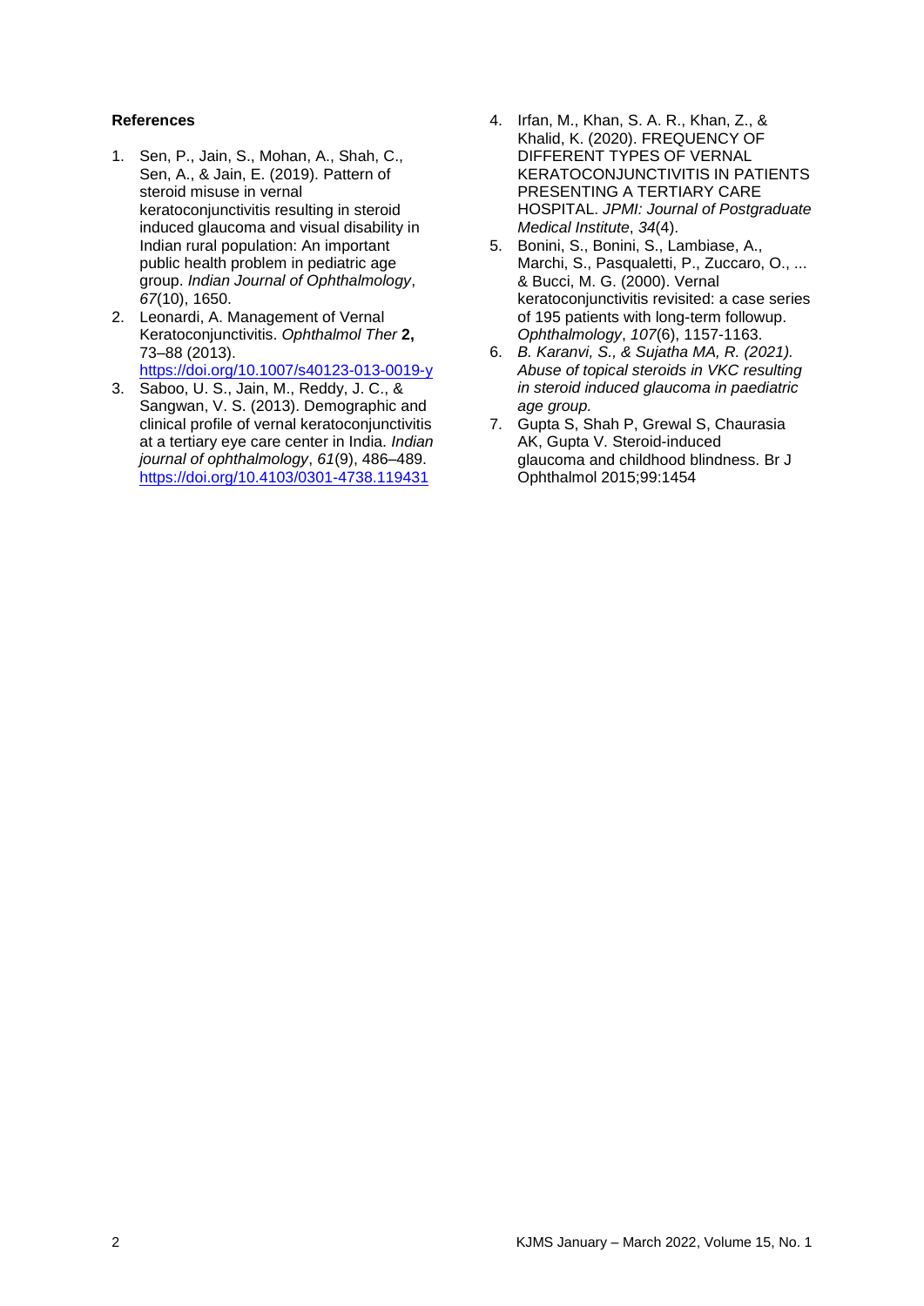**References**

1. Sen, P., Jain, S., Mohan, A., Shah, C., Sen, A., & Jain, E. (2019). Pattern of steroid misuse in vernal keratoconjunctivitis resulting in steroid induced glaucoma and visual disability in Indian rural population: An important public health problem in pediatric age group. *Indian Journal of Ophthalmology*, *67*(10), 1650.
2. Leonardi, A. Management of Vernal Keratoconjunctivitis. *Ophthalmol Ther* **2,** 73–88 (2013). https://doi.org/10.1007/s40123-013-0019-y
3. Saboo, U. S., Jain, M., Reddy, J. C., & Sangwan, V. S. (2013). Demographic and clinical profile of vernal keratoconjunctivitis at a tertiary eye care center in India. *Indian journal of ophthalmology*, *61*(9), 486–489. https://doi.org/10.4103/0301-4738.119431
4. Irfan, M., Khan, S. A. R., Khan, Z., & Khalid, K. (2020). FREQUENCY OF DIFFERENT TYPES OF VERNAL KERATOCONJUNCTIVITIS IN PATIENTS PRESENTING A TERTIARY CARE HOSPITAL. *JPMI: Journal of Postgraduate Medical Institute*, *34*(4).
5. Bonini, S., Bonini, S., Lambiase, A., Marchi, S., Pasqualetti, P., Zuccaro, O., ... & Bucci, M. G. (2000). Vernal keratoconjunctivitis revisited: a case series of 195 patients with long-term followup. *Ophthalmology*, *107*(6), 1157-1163.
6. *B. Karanvi, S., & Sujatha MA, R. (2021). Abuse of topical steroids in VKC resulting in steroid induced glaucoma in paediatric age group.*
7. Gupta S, Shah P, Grewal S, Chaurasia AK, Gupta V. Steroid-induced glaucoma and childhood blindness. Br J Ophthalmol 2015;99:1454